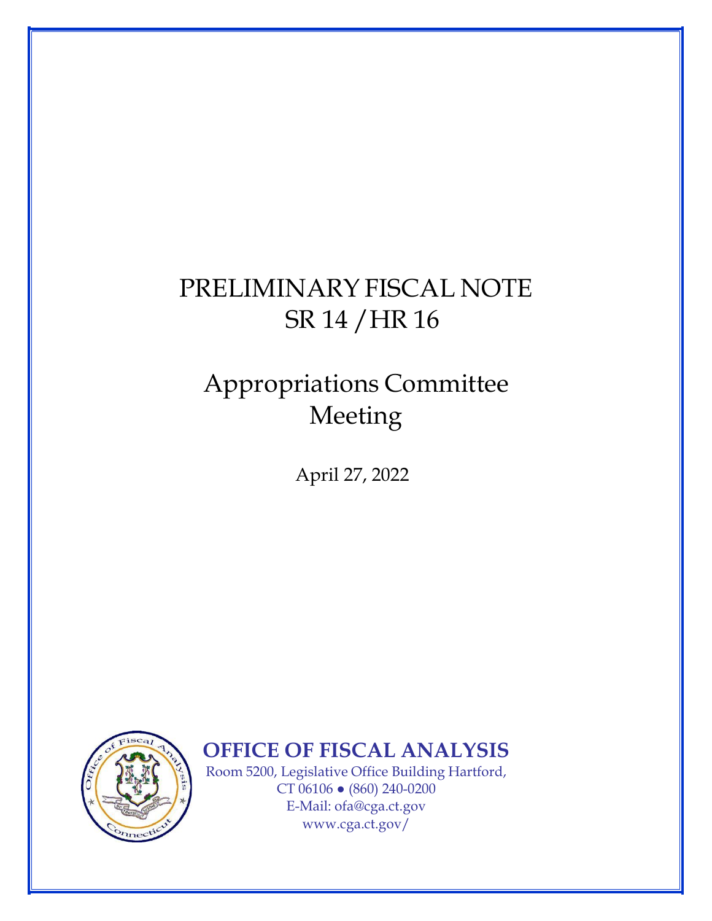# PRELIMINARY FISCAL NOTE
# SR 14 / HR 16

## Appropriations Committee Meeting

April 27, 2022

**OFFICE OF FISCAL ANALYSIS**

Room 5200, Legislative Office Building Hartford, CT 06106 • (860) 240-0200
E-Mail: ofa@cga.ct.gov
www.cga.ct.gov/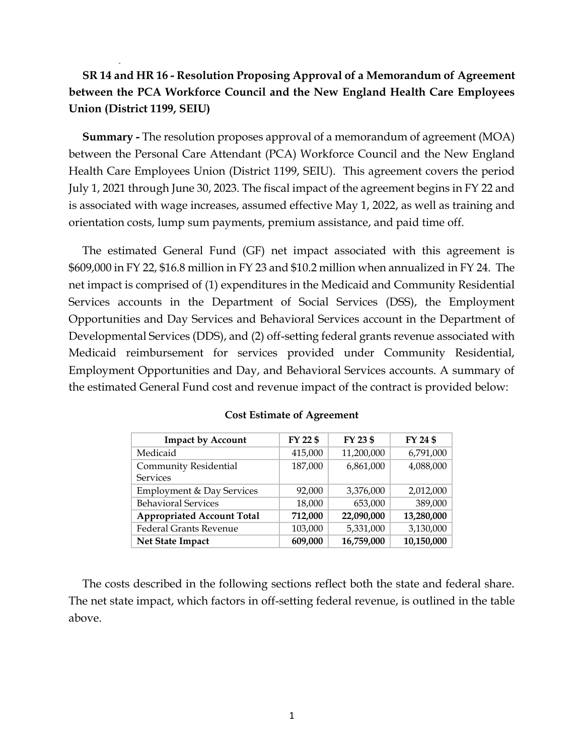**SR 14 and HR 16 - Resolution Proposing Approval of a Memorandum of Agreement between the PCA Workforce Council and the New England Health Care Employees Union (District 1199, SEIU)**

**Summary -** The resolution proposes approval of a memorandum of agreement (MOA) between the Personal Care Attendant (PCA) Workforce Council and the New England Health Care Employees Union (District 1199, SEIU). This agreement covers the period July 1, 2021 through June 30, 2023. The fiscal impact of the agreement begins in FY 22 and is associated with wage increases, assumed effective May 1, 2022, as well as training and orientation costs, lump sum payments, premium assistance, and paid time off.

The estimated General Fund (GF) net impact associated with this agreement is $609,000 in FY 22, $16.8 million in FY 23 and $10.2 million when annualized in FY 24. The net impact is comprised of (1) expenditures in the Medicaid and Community Residential Services accounts in the Department of Social Services (DSS), the Employment Opportunities and Day Services and Behavioral Services account in the Department of Developmental Services (DDS), and (2) off-setting federal grants revenue associated with Medicaid reimbursement for services provided under Community Residential, Employment Opportunities and Day, and Behavioral Services accounts. A summary of the estimated General Fund cost and revenue impact of the contract is provided below:

**Cost Estimate of Agreement**

| Impact by Account | FY 22 $ | FY 23 $ | FY 24 $ |
|---|---|---|---|
| Medicaid | 415,000 | 11,200,000 | 6,791,000 |
| Community Residential Services | 187,000 | 6,861,000 | 4,088,000 |
| Employment & Day Services | 92,000 | 3,376,000 | 2,012,000 |
| Behavioral Services | 18,000 | 653,000 | 389,000 |
| **Appropriated Account Total** | **712,000** | **22,090,000** | **13,280,000** |
| Federal Grants Revenue | 103,000 | 5,331,000 | 3,130,000 |
| **Net State Impact** | **609,000** | **16,759,000** | **10,150,000** |

The costs described in the following sections reflect both the state and federal share. The net state impact, which factors in off-setting federal revenue, is outlined in the table above.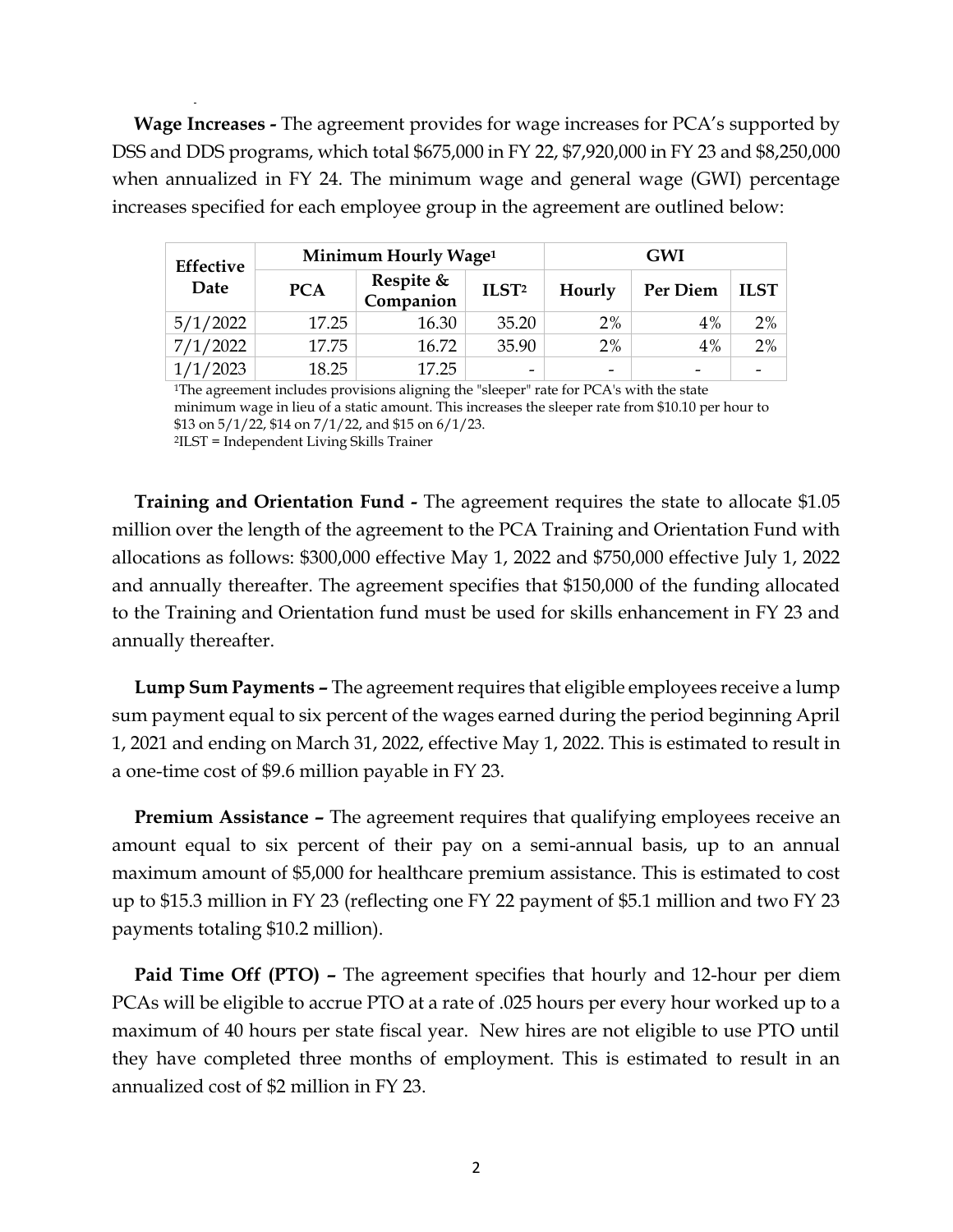**Wage Increases -** The agreement provides for wage increases for PCA's supported by DSS and DDS programs, which total $675,000 in FY 22, $7,920,000 in FY 23 and $8,250,000 when annualized in FY 24. The minimum wage and general wage (GWI) percentage increases specified for each employee group in the agreement are outlined below:

| Effective Date | Minimum Hourly Wage[1] | | | GWI | | |
|---|---|---|---|---|---|---|
| | PCA | Respite & Companion | ILST[2] | Hourly | Per Diem | ILST |
| 5/1/2022 | 17.25 | 16.30 | 35.20 | 2% | 4% | 2% |
| 7/1/2022 | 17.75 | 16.72 | 35.90 | 2% | 4% | 2% |
| 1/1/2023 | 18.25 | 17.25 | - | - | - | - |

[1]The agreement includes provisions aligning the "sleeper" rate for PCA's with the state minimum wage in lieu of a static amount. This increases the sleeper rate from $10.10 per hour to $13 on 5/1/22, $14 on 7/1/22, and $15 on 6/1/23.

[2]ILST = Independent Living Skills Trainer

**Training and Orientation Fund -** The agreement requires the state to allocate $1.05 million over the length of the agreement to the PCA Training and Orientation Fund with allocations as follows: $300,000 effective May 1, 2022 and $750,000 effective July 1, 2022 and annually thereafter. The agreement specifies that $150,000 of the funding allocated to the Training and Orientation fund must be used for skills enhancement in FY 23 and annually thereafter.

**Lump Sum Payments –** The agreement requires that eligible employees receive a lump sum payment equal to six percent of the wages earned during the period beginning April 1, 2021 and ending on March 31, 2022, effective May 1, 2022. This is estimated to result in a one-time cost of $9.6 million payable in FY 23.

**Premium Assistance –** The agreement requires that qualifying employees receive an amount equal to six percent of their pay on a semi-annual basis, up to an annual maximum amount of $5,000 for healthcare premium assistance. This is estimated to cost up to $15.3 million in FY 23 (reflecting one FY 22 payment of $5.1 million and two FY 23 payments totaling $10.2 million).

**Paid Time Off (PTO) –** The agreement specifies that hourly and 12-hour per diem PCAs will be eligible to accrue PTO at a rate of .025 hours per every hour worked up to a maximum of 40 hours per state fiscal year. New hires are not eligible to use PTO until they have completed three months of employment. This is estimated to result in an annualized cost of $2 million in FY 23.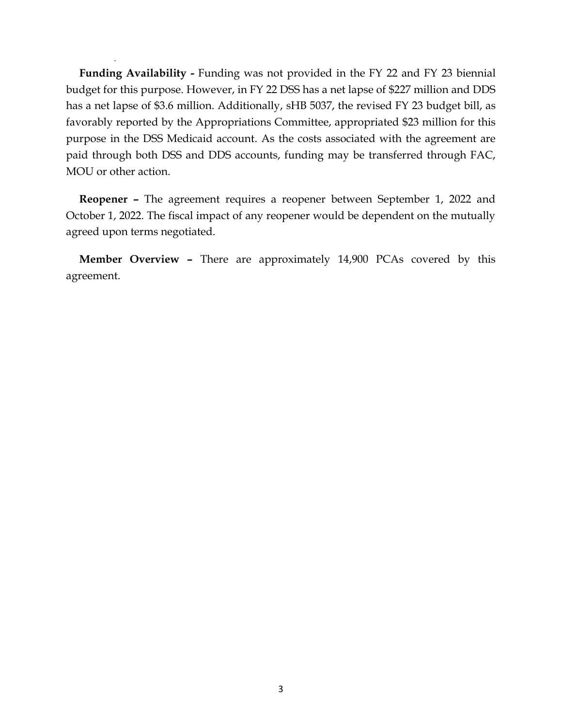**Funding Availability -** Funding was not provided in the FY 22 and FY 23 biennial budget for this purpose. However, in FY 22 DSS has a net lapse of $227 million and DDS has a net lapse of $3.6 million. Additionally, sHB 5037, the revised FY 23 budget bill, as favorably reported by the Appropriations Committee, appropriated $23 million for this purpose in the DSS Medicaid account. As the costs associated with the agreement are paid through both DSS and DDS accounts, funding may be transferred through FAC, MOU or other action.

**Reopener –** The agreement requires a reopener between September 1, 2022 and October 1, 2022. The fiscal impact of any reopener would be dependent on the mutually agreed upon terms negotiated.

**Member Overview –** There are approximately 14,900 PCAs covered by this agreement.